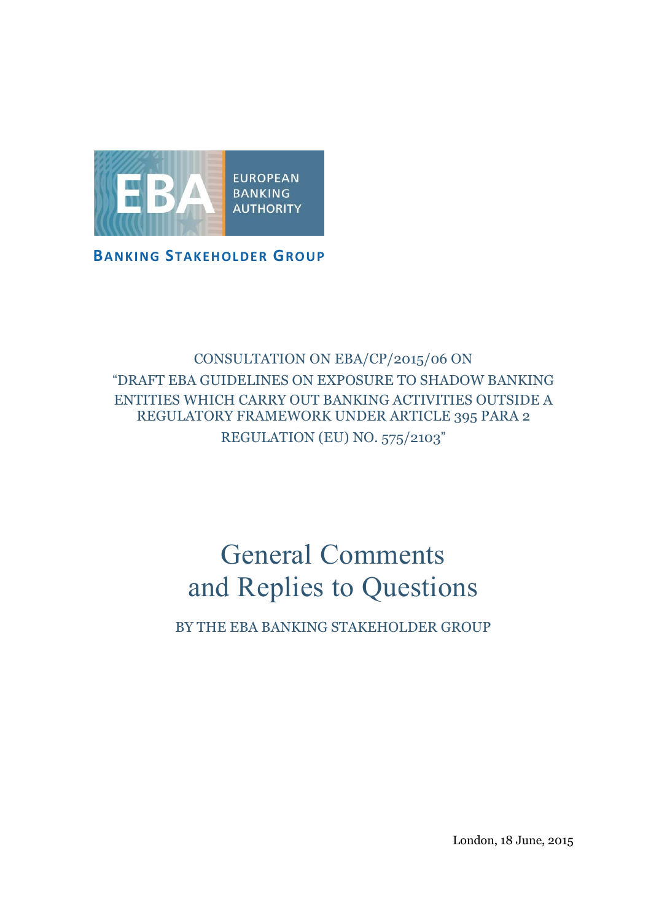EUROPEAN BANKING AUTHORITY

**BANKING STAKEHOLDER GROUP**

CONSULTATION ON EBA/CP/2015/06 ON "DRAFT EBA GUIDELINES ON EXPOSURE TO SHADOW BANKING ENTITIES WHICH CARRY OUT BANKING ACTIVITIES OUTSIDE A REGULATORY FRAMEWORK UNDER ARTICLE 395 PARA 2 REGULATION (EU) NO. 575/2103"

# General Comments and Replies to Questions

BY THE EBA BANKING STAKEHOLDER GROUP

London, 18 June, 2015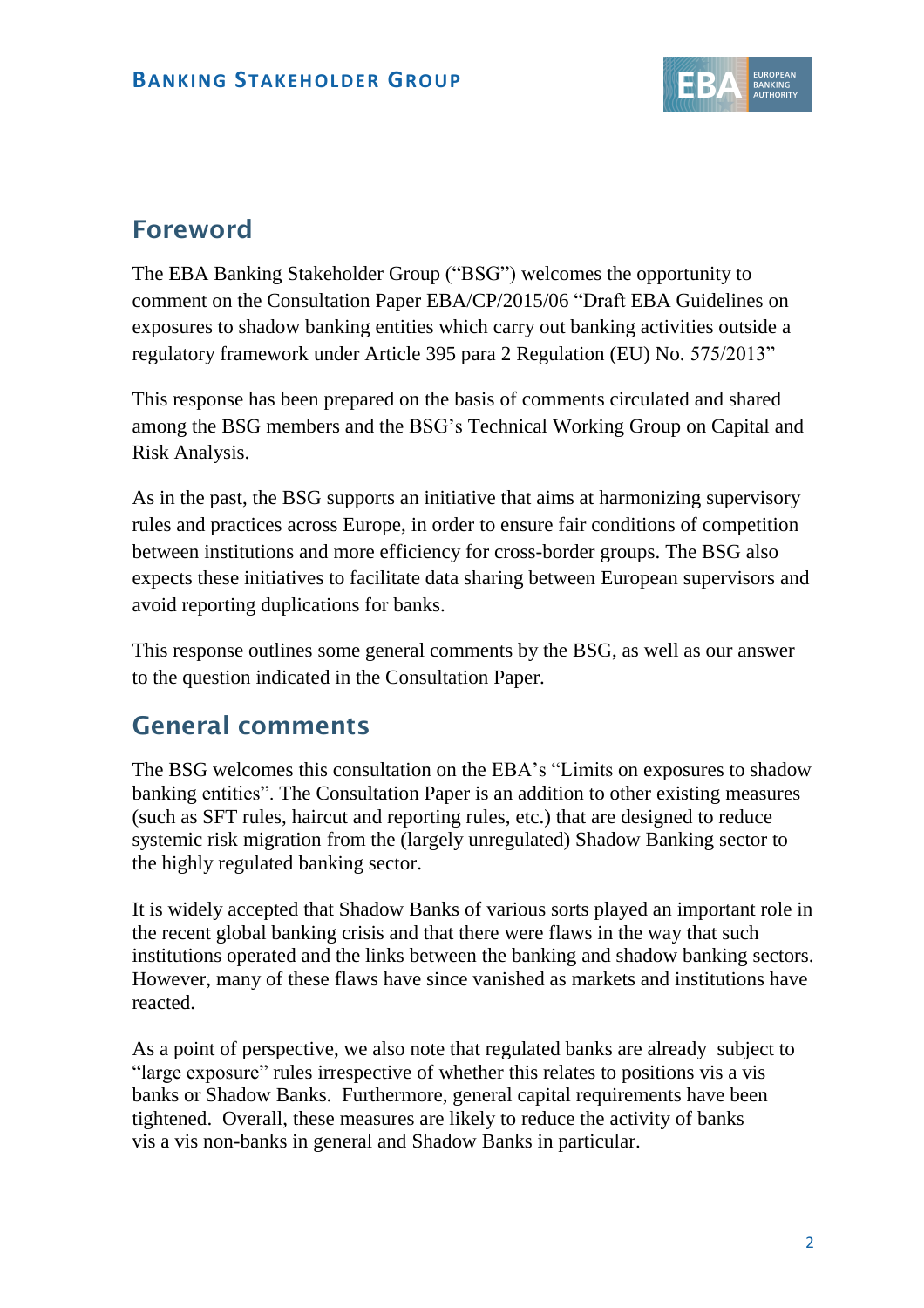## Foreword

The EBA Banking Stakeholder Group ("BSG") welcomes the opportunity to comment on the Consultation Paper EBA/CP/2015/06 "Draft EBA Guidelines on exposures to shadow banking entities which carry out banking activities outside a regulatory framework under Article 395 para 2 Regulation (EU) No. 575/2013"

This response has been prepared on the basis of comments circulated and shared among the BSG members and the BSG's Technical Working Group on Capital and Risk Analysis.

As in the past, the BSG supports an initiative that aims at harmonizing supervisory rules and practices across Europe, in order to ensure fair conditions of competition between institutions and more efficiency for cross-border groups. The BSG also expects these initiatives to facilitate data sharing between European supervisors and avoid reporting duplications for banks.

This response outlines some general comments by the BSG, as well as our answer to the question indicated in the Consultation Paper.

## General comments

The BSG welcomes this consultation on the EBA's "Limits on exposures to shadow banking entities". The Consultation Paper is an addition to other existing measures (such as SFT rules, haircut and reporting rules, etc.) that are designed to reduce systemic risk migration from the (largely unregulated) Shadow Banking sector to the highly regulated banking sector.

It is widely accepted that Shadow Banks of various sorts played an important role in the recent global banking crisis and that there were flaws in the way that such institutions operated and the links between the banking and shadow banking sectors. However, many of these flaws have since vanished as markets and institutions have reacted.

As a point of perspective, we also note that regulated banks are already subject to "large exposure" rules irrespective of whether this relates to positions vis a vis banks or Shadow Banks. Furthermore, general capital requirements have been tightened. Overall, these measures are likely to reduce the activity of banks vis a vis non-banks in general and Shadow Banks in particular.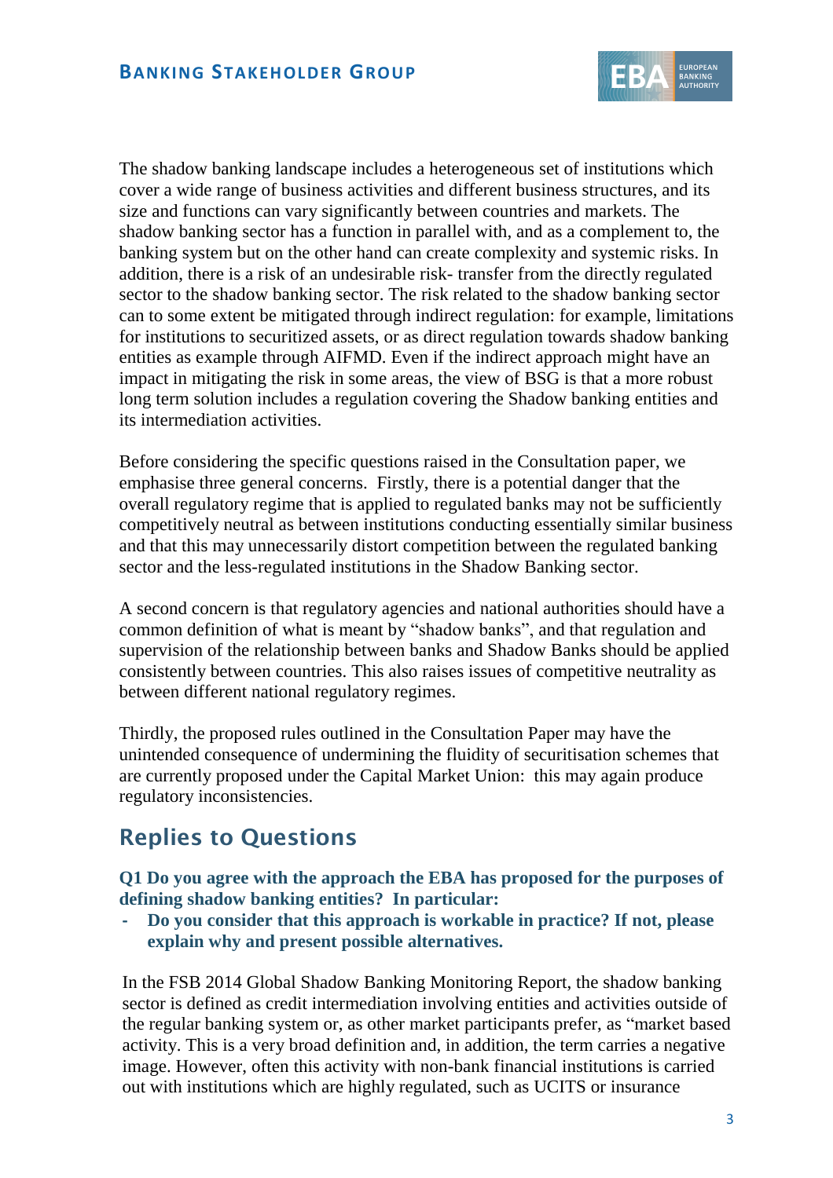The shadow banking landscape includes a heterogeneous set of institutions which cover a wide range of business activities and different business structures, and its size and functions can vary significantly between countries and markets. The shadow banking sector has a function in parallel with, and as a complement to, the banking system but on the other hand can create complexity and systemic risks. In addition, there is a risk of an undesirable risk- transfer from the directly regulated sector to the shadow banking sector. The risk related to the shadow banking sector can to some extent be mitigated through indirect regulation: for example, limitations for institutions to securitized assets, or as direct regulation towards shadow banking entities as example through AIFMD. Even if the indirect approach might have an impact in mitigating the risk in some areas, the view of BSG is that a more robust long term solution includes a regulation covering the Shadow banking entities and its intermediation activities.

Before considering the specific questions raised in the Consultation paper, we emphasise three general concerns. Firstly, there is a potential danger that the overall regulatory regime that is applied to regulated banks may not be sufficiently competitively neutral as between institutions conducting essentially similar business and that this may unnecessarily distort competition between the regulated banking sector and the less-regulated institutions in the Shadow Banking sector.

A second concern is that regulatory agencies and national authorities should have a common definition of what is meant by "shadow banks", and that regulation and supervision of the relationship between banks and Shadow Banks should be applied consistently between countries. This also raises issues of competitive neutrality as between different national regulatory regimes.

Thirdly, the proposed rules outlined in the Consultation Paper may have the unintended consequence of undermining the fluidity of securitisation schemes that are currently proposed under the Capital Market Union: this may again produce regulatory inconsistencies.

## Replies to Questions

**Q1 Do you agree with the approach the EBA has proposed for the purposes of defining shadow banking entities? In particular:**

- **Do you consider that this approach is workable in practice? If not, please explain why and present possible alternatives.**

In the FSB 2014 Global Shadow Banking Monitoring Report, the shadow banking sector is defined as credit intermediation involving entities and activities outside of the regular banking system or, as other market participants prefer, as "market based activity. This is a very broad definition and, in addition, the term carries a negative image. However, often this activity with non-bank financial institutions is carried out with institutions which are highly regulated, such as UCITS or insurance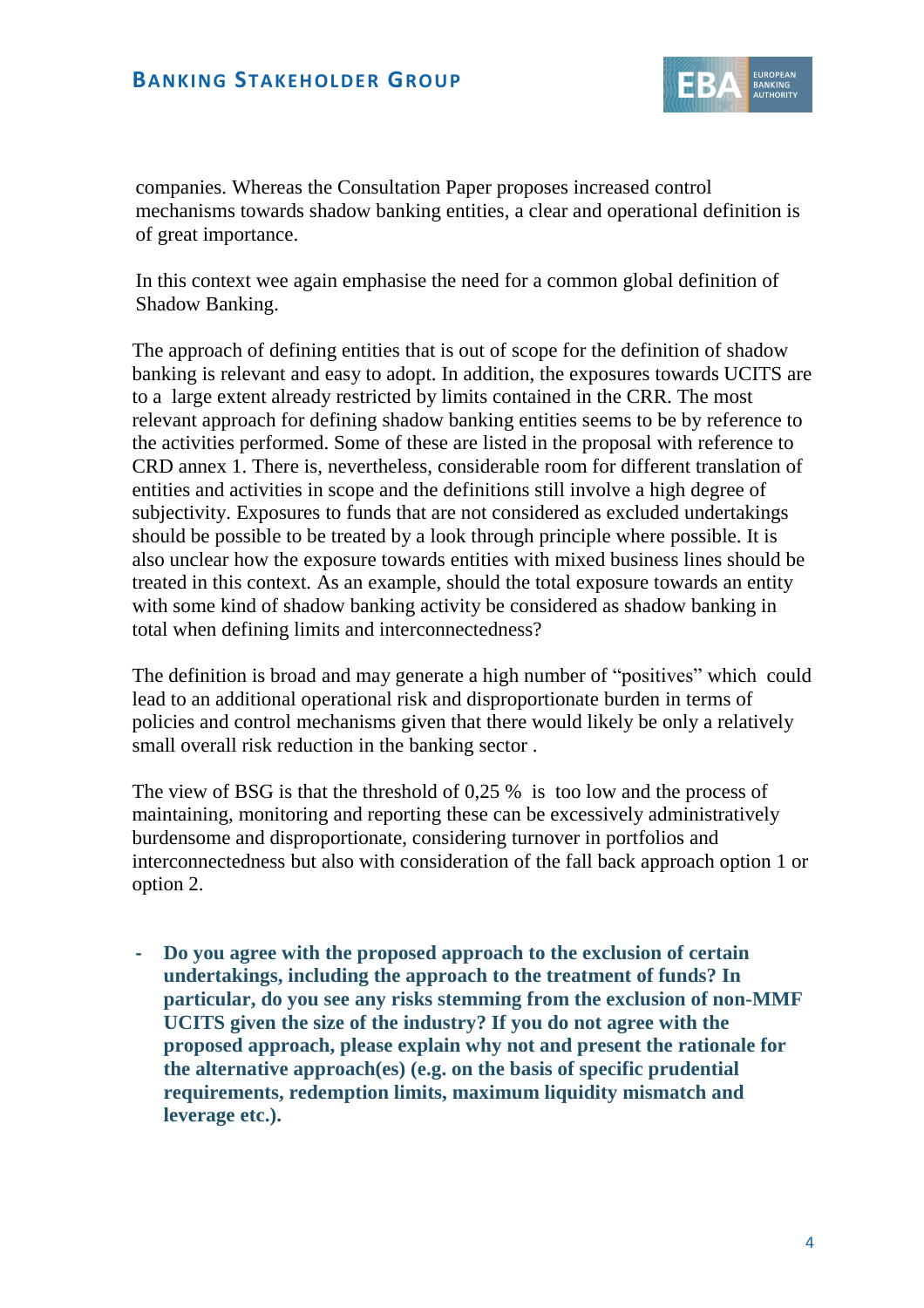companies. Whereas the Consultation Paper proposes increased control mechanisms towards shadow banking entities, a clear and operational definition is of great importance.

In this context wee again emphasise the need for a common global definition of Shadow Banking.

The approach of defining entities that is out of scope for the definition of shadow banking is relevant and easy to adopt. In addition, the exposures towards UCITS are to a large extent already restricted by limits contained in the CRR. The most relevant approach for defining shadow banking entities seems to be by reference to the activities performed. Some of these are listed in the proposal with reference to CRD annex 1. There is, nevertheless, considerable room for different translation of entities and activities in scope and the definitions still involve a high degree of subjectivity. Exposures to funds that are not considered as excluded undertakings should be possible to be treated by a look through principle where possible. It is also unclear how the exposure towards entities with mixed business lines should be treated in this context. As an example, should the total exposure towards an entity with some kind of shadow banking activity be considered as shadow banking in total when defining limits and interconnectedness?

The definition is broad and may generate a high number of "positives" which could lead to an additional operational risk and disproportionate burden in terms of policies and control mechanisms given that there would likely be only a relatively small overall risk reduction in the banking sector .

The view of BSG is that the threshold of 0,25 % is too low and the process of maintaining, monitoring and reporting these can be excessively administratively burdensome and disproportionate, considering turnover in portfolios and interconnectedness but also with consideration of the fall back approach option 1 or option 2.

- **Do you agree with the proposed approach to the exclusion of certain undertakings, including the approach to the treatment of funds? In particular, do you see any risks stemming from the exclusion of non-MMF UCITS given the size of the industry? If you do not agree with the proposed approach, please explain why not and present the rationale for the alternative approach(es) (e.g. on the basis of specific prudential requirements, redemption limits, maximum liquidity mismatch and leverage etc.).**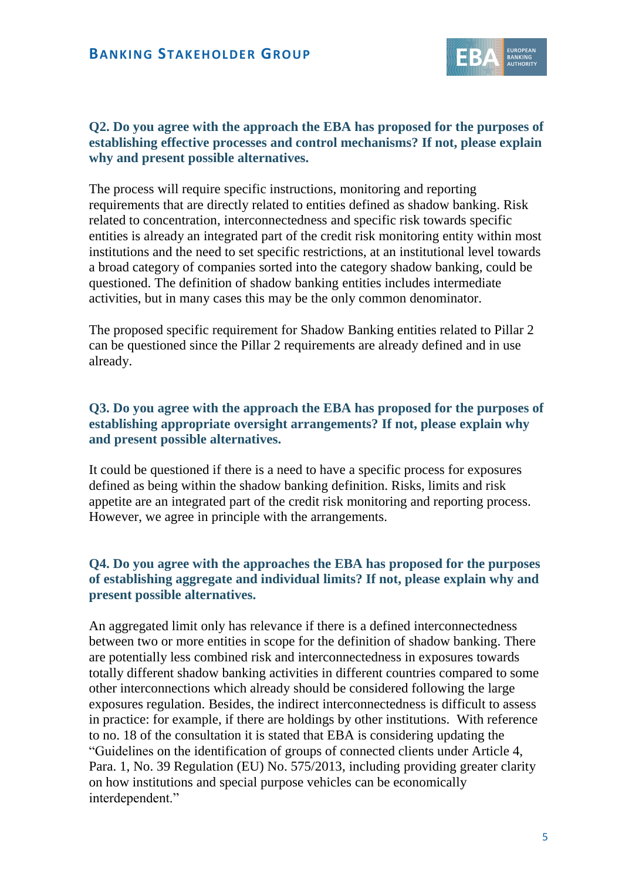**Q2. Do you agree with the approach the EBA has proposed for the purposes of establishing effective processes and control mechanisms? If not, please explain why and present possible alternatives.**

The process will require specific instructions, monitoring and reporting requirements that are directly related to entities defined as shadow banking. Risk related to concentration, interconnectedness and specific risk towards specific entities is already an integrated part of the credit risk monitoring entity within most institutions and the need to set specific restrictions, at an institutional level towards a broad category of companies sorted into the category shadow banking, could be questioned. The definition of shadow banking entities includes intermediate activities, but in many cases this may be the only common denominator.

The proposed specific requirement for Shadow Banking entities related to Pillar 2 can be questioned since the Pillar 2 requirements are already defined and in use already.

**Q3. Do you agree with the approach the EBA has proposed for the purposes of establishing appropriate oversight arrangements? If not, please explain why and present possible alternatives.**

It could be questioned if there is a need to have a specific process for exposures defined as being within the shadow banking definition. Risks, limits and risk appetite are an integrated part of the credit risk monitoring and reporting process. However, we agree in principle with the arrangements.

**Q4. Do you agree with the approaches the EBA has proposed for the purposes of establishing aggregate and individual limits? If not, please explain why and present possible alternatives.**

An aggregated limit only has relevance if there is a defined interconnectedness between two or more entities in scope for the definition of shadow banking. There are potentially less combined risk and interconnectedness in exposures towards totally different shadow banking activities in different countries compared to some other interconnections which already should be considered following the large exposures regulation. Besides, the indirect interconnectedness is difficult to assess in practice: for example, if there are holdings by other institutions. With reference to no. 18 of the consultation it is stated that EBA is considering updating the "Guidelines on the identification of groups of connected clients under Article 4, Para. 1, No. 39 Regulation (EU) No. 575/2013, including providing greater clarity on how institutions and special purpose vehicles can be economically interdependent."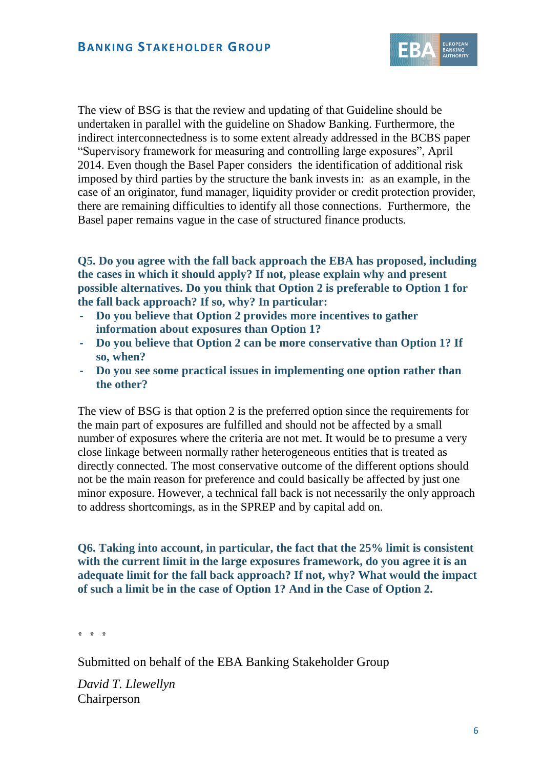The view of BSG is that the review and updating of that Guideline should be undertaken in parallel with the guideline on Shadow Banking. Furthermore, the indirect interconnectedness is to some extent already addressed in the BCBS paper "Supervisory framework for measuring and controlling large exposures", April 2014. Even though the Basel Paper considers the identification of additional risk imposed by third parties by the structure the bank invests in: as an example, in the case of an originator, fund manager, liquidity provider or credit protection provider, there are remaining difficulties to identify all those connections. Furthermore, the Basel paper remains vague in the case of structured finance products.

**Q5. Do you agree with the fall back approach the EBA has proposed, including the cases in which it should apply? If not, please explain why and present possible alternatives. Do you think that Option 2 is preferable to Option 1 for the fall back approach? If so, why? In particular:**

- **Do you believe that Option 2 provides more incentives to gather information about exposures than Option 1?**
- **Do you believe that Option 2 can be more conservative than Option 1? If so, when?**
- **Do you see some practical issues in implementing one option rather than the other?**

The view of BSG is that option 2 is the preferred option since the requirements for the main part of exposures are fulfilled and should not be affected by a small number of exposures where the criteria are not met. It would be to presume a very close linkage between normally rather heterogeneous entities that is treated as directly connected. The most conservative outcome of the different options should not be the main reason for preference and could basically be affected by just one minor exposure. However, a technical fall back is not necessarily the only approach to address shortcomings, as in the SPREP and by capital add on.

**Q6. Taking into account, in particular, the fact that the 25% limit is consistent with the current limit in the large exposures framework, do you agree it is an adequate limit for the fall back approach? If not, why? What would the impact of such a limit be in the case of Option 1? And in the Case of Option 2.**

\* \* \*

Submitted on behalf of the EBA Banking Stakeholder Group

*David T. Llewellyn*
Chairperson